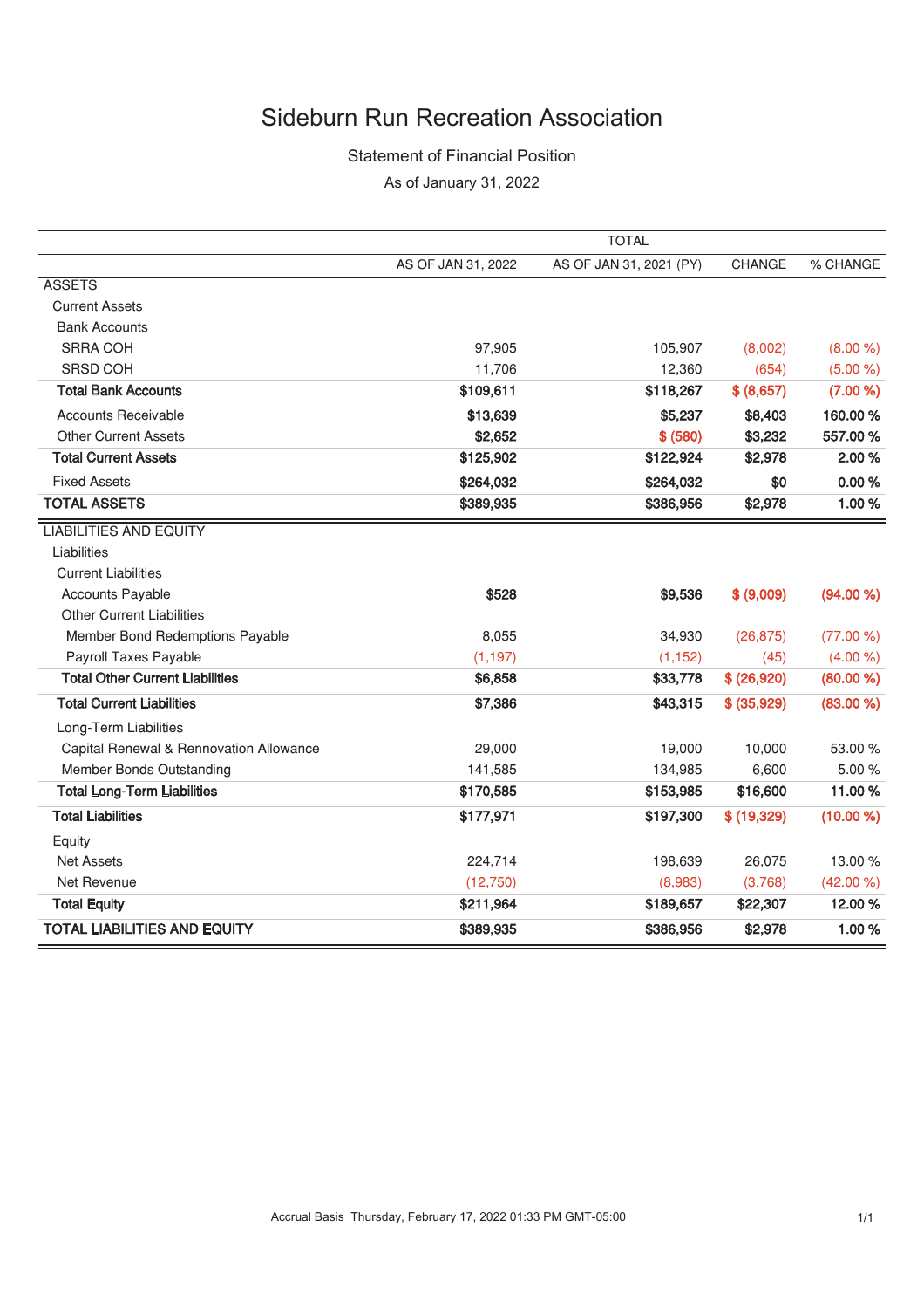# Sideburn Run Recreation Association

## Statement of Financial Position

As of January 31, 2022

| | TOTAL | | | |
|---|---|---|---|---|
| | AS OF JAN 31, 2022 | AS OF JAN 31, 2021 (PY) | CHANGE | % CHANGE |
| ASSETS | | | | |
| Current Assets | | | | |
| Bank Accounts | | | | |
| SRRA COH | 97,905 | 105,907 | (8,002) | (8.00 %) |
| SRSD COH | 11,706 | 12,360 | (654) | (5.00 %) |
| **Total Bank Accounts** | **$109,611** | **$118,267** | **$ (8,657)** | **(7.00 %)** |
| Accounts Receivable | **$13,639** | **$5,237** | **$8,403** | **160.00 %** |
| Other Current Assets | **$2,652** | **$ (580)** | **$3,232** | **557.00 %** |
| **Total Current Assets** | **$125,902** | **$122,924** | **$2,978** | **2.00 %** |
| Fixed Assets | **$264,032** | **$264,032** | **$0** | **0.00 %** |
| **TOTAL ASSETS** | **$389,935** | **$386,956** | **$2,978** | **1.00 %** |
| LIABILITIES AND EQUITY | | | | |
| Liabilities | | | | |
| Current Liabilities | | | | |
| Accounts Payable | **$528** | **$9,536** | **$ (9,009)** | **(94.00 %)** |
| Other Current Liabilities | | | | |
| Member Bond Redemptions Payable | 8,055 | 34,930 | (26,875) | (77.00 %) |
| Payroll Taxes Payable | (1,197) | (1,152) | (45) | (4.00 %) |
| **Total Other Current Liabilities** | **$6,858** | **$33,778** | **$ (26,920)** | **(80.00 %)** |
| **Total Current Liabilities** | **$7,386** | **$43,315** | **$ (35,929)** | **(83.00 %)** |
| Long-Term Liabilities | | | | |
| Capital Renewal & Rennovation Allowance | 29,000 | 19,000 | 10,000 | 53.00 % |
| Member Bonds Outstanding | 141,585 | 134,985 | 6,600 | 5.00 % |
| **Total Long-Term Liabilities** | **$170,585** | **$153,985** | **$16,600** | **11.00 %** |
| **Total Liabilities** | **$177,971** | **$197,300** | **$ (19,329)** | **(10.00 %)** |
| Equity | | | | |
| Net Assets | 224,714 | 198,639 | 26,075 | 13.00 % |
| Net Revenue | (12,750) | (8,983) | (3,768) | (42.00 %) |
| **Total Equity** | **$211,964** | **$189,657** | **$22,307** | **12.00 %** |
| **TOTAL LIABILITIES AND EQUITY** | **$389,935** | **$386,956** | **$2,978** | **1.00 %** |

Accrual Basis Thursday, February 17, 2022 01:33 PM GMT-05:00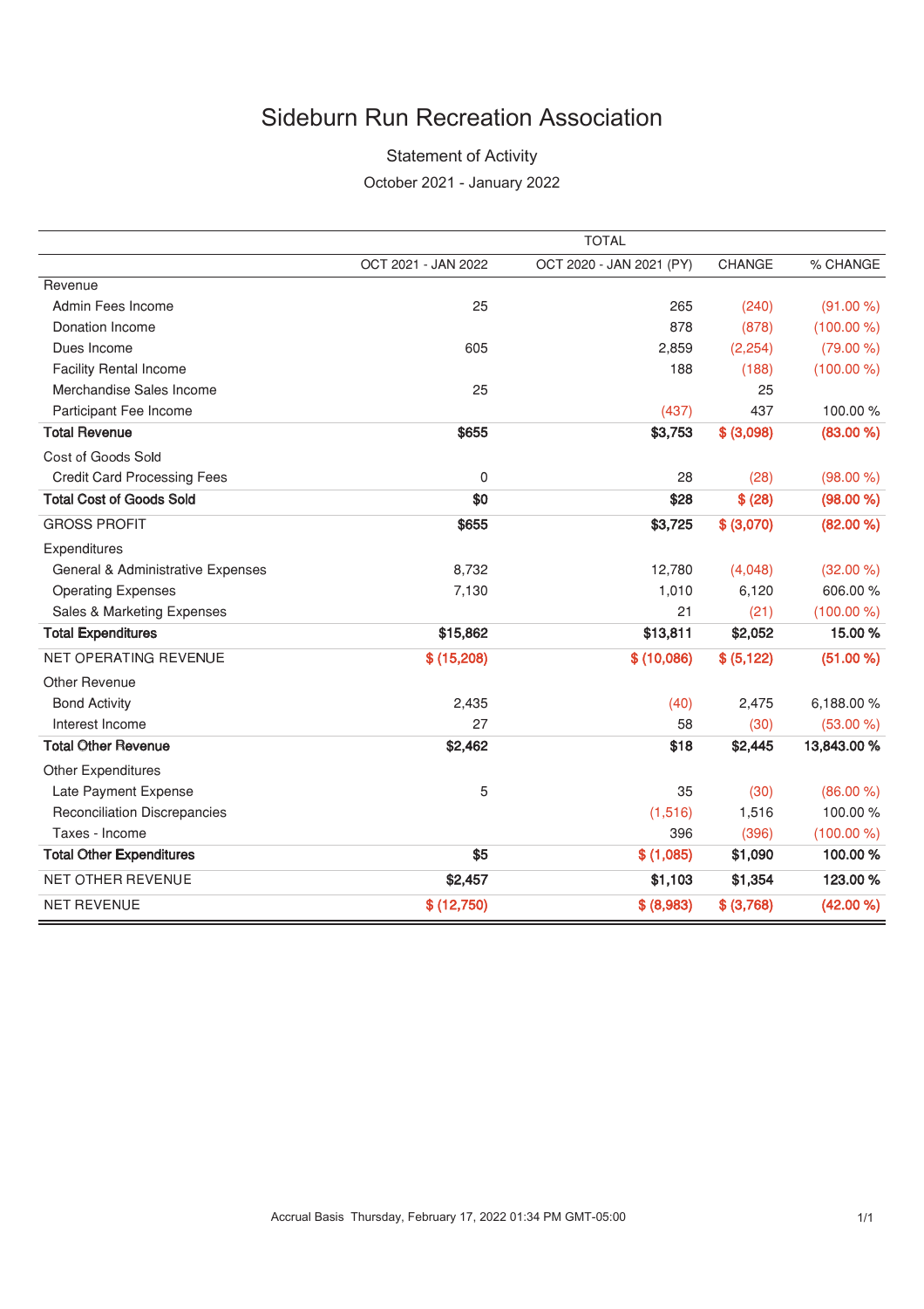# Sideburn Run Recreation Association

Statement of Activity

October 2021 - January 2022

| | TOTAL | | | |
|---|---|---|---|---|
| | OCT 2021 - JAN 2022 | OCT 2020 - JAN 2021 (PY) | CHANGE | % CHANGE |
| Revenue | | | | |
| Admin Fees Income | 25 | 265 | (240) | (91.00 %) |
| Donation Income | | 878 | (878) | (100.00 %) |
| Dues Income | 605 | 2,859 | (2,254) | (79.00 %) |
| Facility Rental Income | | 188 | (188) | (100.00 %) |
| Merchandise Sales Income | 25 | | 25 | |
| Participant Fee Income | | (437) | 437 | 100.00 % |
| **Total Revenue** | **$655** | **$3,753** | **$ (3,098)** | **(83.00 %)** |
| Cost of Goods Sold | | | | |
| Credit Card Processing Fees | 0 | 28 | (28) | (98.00 %) |
| **Total Cost of Goods Sold** | **$0** | **$28** | **$ (28)** | **(98.00 %)** |
| GROSS PROFIT | **$655** | **$3,725** | **$ (3,070)** | **(82.00 %)** |
| Expenditures | | | | |
| General & Administrative Expenses | 8,732 | 12,780 | (4,048) | (32.00 %) |
| Operating Expenses | 7,130 | 1,010 | 6,120 | 606.00 % |
| Sales & Marketing Expenses | | 21 | (21) | (100.00 %) |
| **Total Expenditures** | **$15,862** | **$13,811** | **$2,052** | **15.00 %** |
| NET OPERATING REVENUE | **$ (15,208)** | **$ (10,086)** | **$ (5,122)** | **(51.00 %)** |
| Other Revenue | | | | |
| Bond Activity | 2,435 | (40) | 2,475 | 6,188.00 % |
| Interest Income | 27 | 58 | (30) | (53.00 %) |
| **Total Other Revenue** | **$2,462** | **$18** | **$2,445** | **13,843.00 %** |
| Other Expenditures | | | | |
| Late Payment Expense | 5 | 35 | (30) | (86.00 %) |
| Reconciliation Discrepancies | | (1,516) | 1,516 | 100.00 % |
| Taxes - Income | | 396 | (396) | (100.00 %) |
| **Total Other Expenditures** | **$5** | **$ (1,085)** | **$1,090** | **100.00 %** |
| NET OTHER REVENUE | **$2,457** | **$1,103** | **$1,354** | **123.00 %** |
| NET REVENUE | **$ (12,750)** | **$ (8,983)** | **$ (3,768)** | **(42.00 %)** |

Accrual Basis Thursday, February 17, 2022 01:34 PM GMT-05:00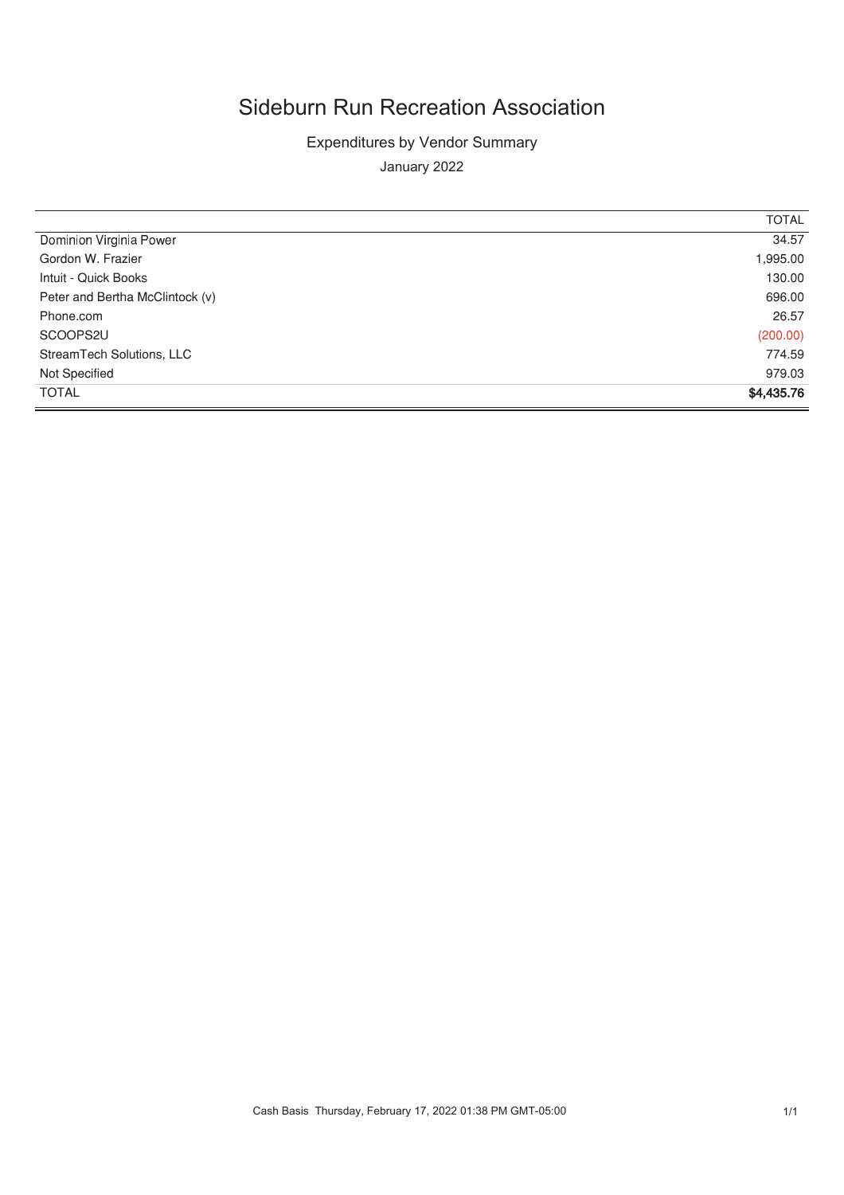# Sideburn Run Recreation Association

## Expenditures by Vendor Summary

January 2022

| | TOTAL |
|---|---|
| Dominion Virginia Power | 34.57 |
| Gordon W. Frazier | 1,995.00 |
| Intuit - Quick Books | 130.00 |
| Peter and Bertha McClintock (v) | 696.00 |
| Phone.com | 26.57 |
| SCOOPS2U | (200.00) |
| StreamTech Solutions, LLC | 774.59 |
| Not Specified | 979.03 |
| TOTAL | **$4,435.76** |

Cash Basis Thursday, February 17, 2022 01:38 PM GMT-05:00